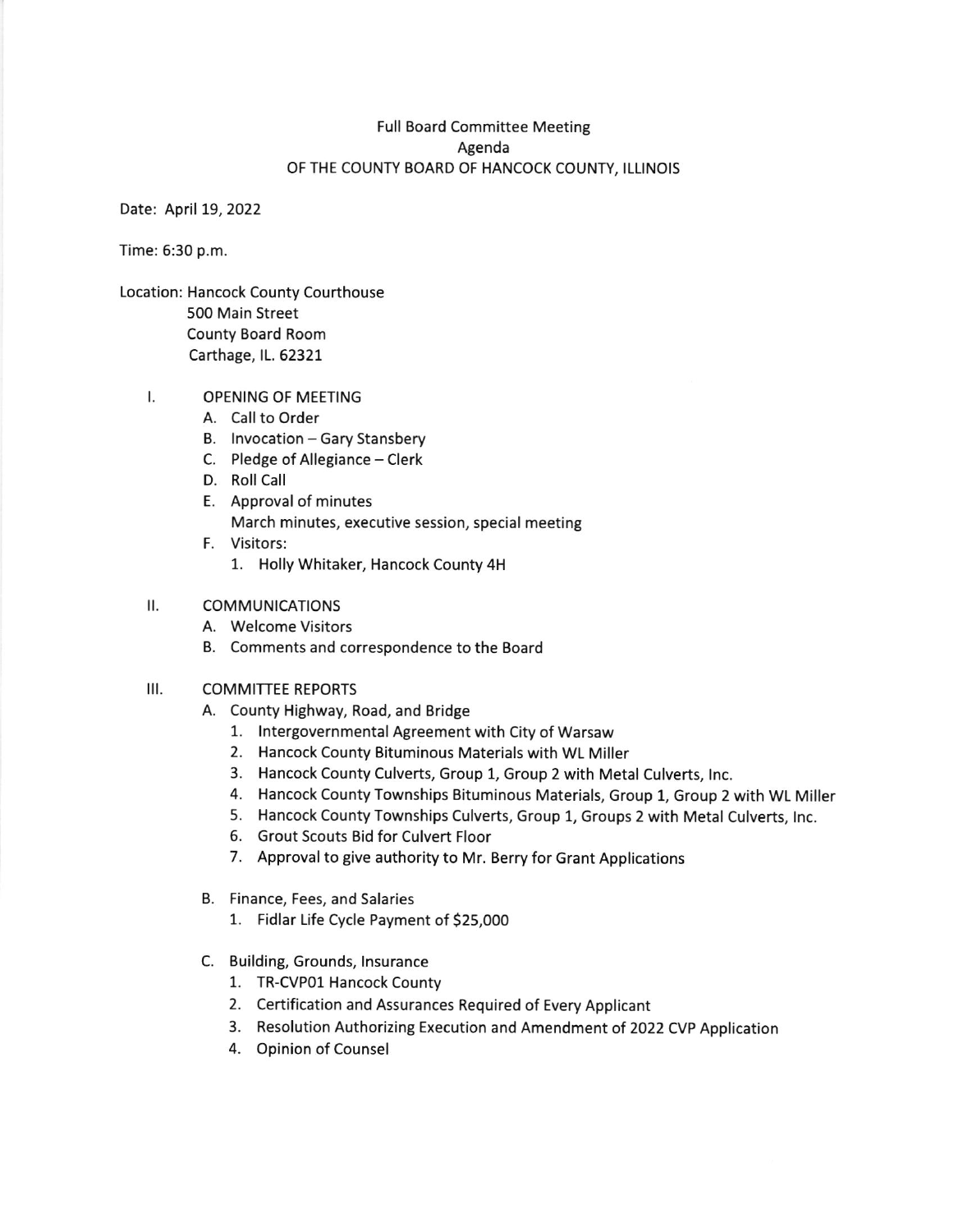# Full Board Committee Meeting
## Agenda
## OF THE COUNTY BOARD OF HANCOCK COUNTY, ILLINOIS

Date: April 19, 2022

Time: 6:30 p.m.

Location: Hancock County Courthouse
500 Main Street
County Board Room
Carthage, IL. 62321

I. OPENING OF MEETING
   A. Call to Order
   B. Invocation – Gary Stansbery
   C. Pledge of Allegiance – Clerk
   D. Roll Call
   E. Approval of minutes
      March minutes, executive session, special meeting
   F. Visitors:
      1. Holly Whitaker, Hancock County 4H

II. COMMUNICATIONS
   A. Welcome Visitors
   B. Comments and correspondence to the Board

III. COMMITTEE REPORTS
   A. County Highway, Road, and Bridge
      1. Intergovernmental Agreement with City of Warsaw
      2. Hancock County Bituminous Materials with WL Miller
      3. Hancock County Culverts, Group 1, Group 2 with Metal Culverts, Inc.
      4. Hancock County Townships Bituminous Materials, Group 1, Group 2 with WL Miller
      5. Hancock County Townships Culverts, Group 1, Groups 2 with Metal Culverts, Inc.
      6. Grout Scouts Bid for Culvert Floor
      7. Approval to give authority to Mr. Berry for Grant Applications

   B. Finance, Fees, and Salaries
      1. Fidlar Life Cycle Payment of $25,000

   C. Building, Grounds, Insurance
      1. TR-CVP01 Hancock County
      2. Certification and Assurances Required of Every Applicant
      3. Resolution Authorizing Execution and Amendment of 2022 CVP Application
      4. Opinion of Counsel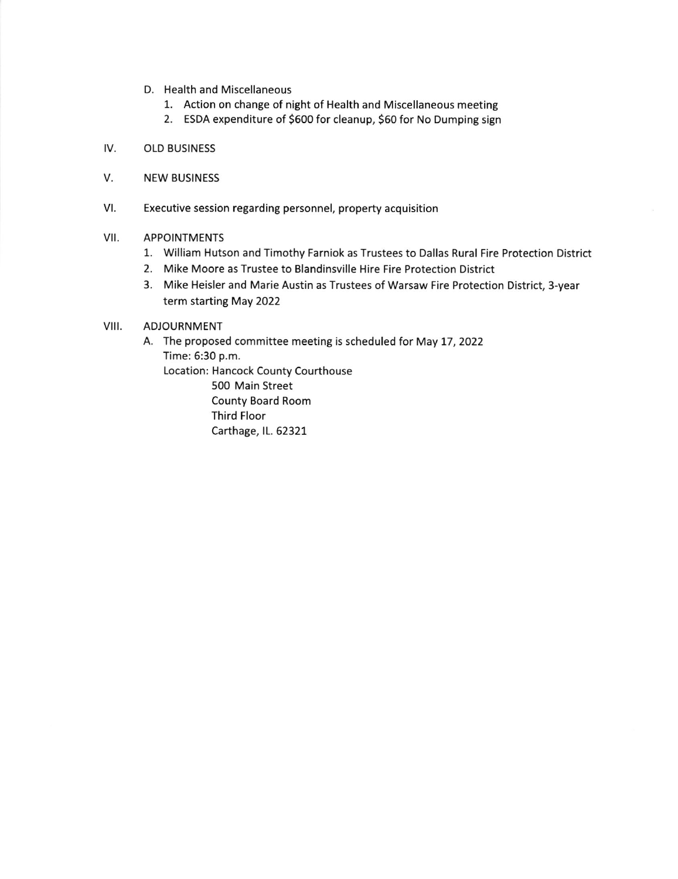D. Health and Miscellaneous
   1. Action on change of night of Health and Miscellaneous meeting
   2. ESDA expenditure of $600 for cleanup, $60 for No Dumping sign

IV. OLD BUSINESS

V. NEW BUSINESS

VI. Executive session regarding personnel, property acquisition

VII. APPOINTMENTS
   1. William Hutson and Timothy Farniok as Trustees to Dallas Rural Fire Protection District
   2. Mike Moore as Trustee to Blandinsville Hire Fire Protection District
   3. Mike Heisler and Marie Austin as Trustees of Warsaw Fire Protection District, 3-year term starting May 2022

VIII. ADJOURNMENT
   A. The proposed committee meeting is scheduled for May 17, 2022
      Time: 6:30 p.m.
      Location: Hancock County Courthouse
      500 Main Street
      County Board Room
      Third Floor
      Carthage, IL. 62321